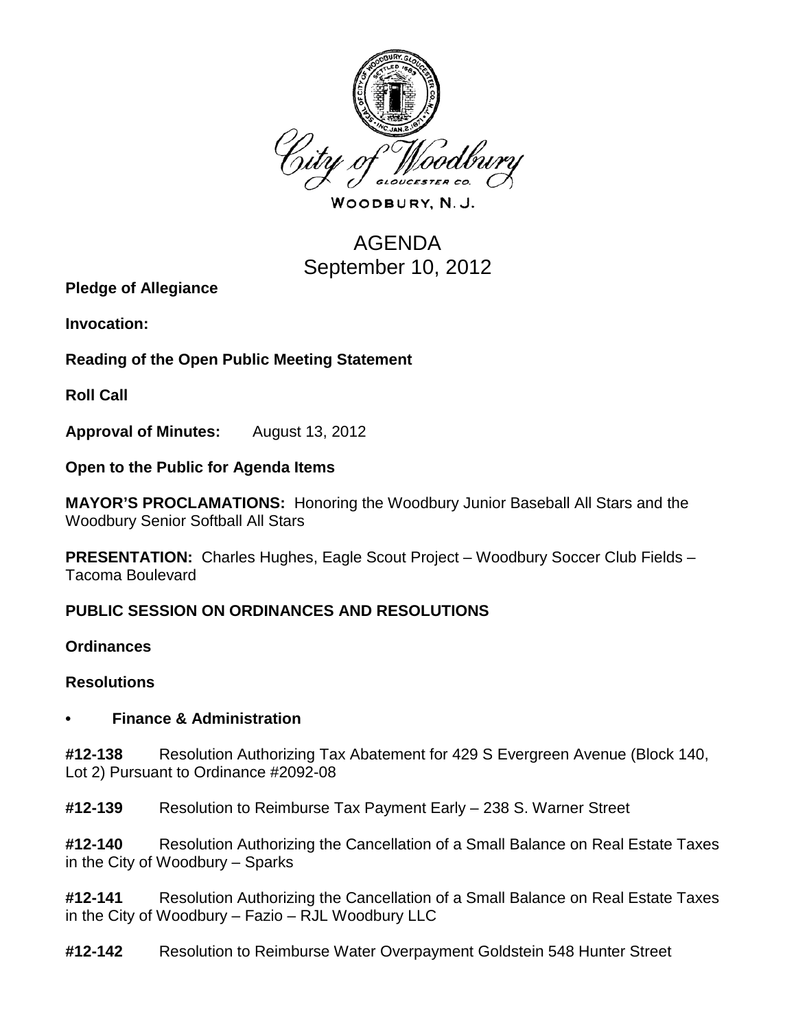City of Woodbury

WOODBURY, N. J.

# AGENDA
# September 10, 2012

**Pledge of Allegiance**

**Invocation:**

**Reading of the Open Public Meeting Statement**

**Roll Call**

**Approval of Minutes:** August 13, 2012

**Open to the Public for Agenda Items**

**MAYOR'S PROCLAMATIONS:** Honoring the Woodbury Junior Baseball All Stars and the Woodbury Senior Softball All Stars

**PRESENTATION:** Charles Hughes, Eagle Scout Project – Woodbury Soccer Club Fields – Tacoma Boulevard

**PUBLIC SESSION ON ORDINANCES AND RESOLUTIONS**

**Ordinances**

**Resolutions**

- **Finance & Administration**

**#12-138** Resolution Authorizing Tax Abatement for 429 S Evergreen Avenue (Block 140, Lot 2) Pursuant to Ordinance #2092-08

**#12-139** Resolution to Reimburse Tax Payment Early – 238 S. Warner Street

**#12-140** Resolution Authorizing the Cancellation of a Small Balance on Real Estate Taxes in the City of Woodbury – Sparks

**#12-141** Resolution Authorizing the Cancellation of a Small Balance on Real Estate Taxes in the City of Woodbury – Fazio – RJL Woodbury LLC

**#12-142** Resolution to Reimburse Water Overpayment Goldstein 548 Hunter Street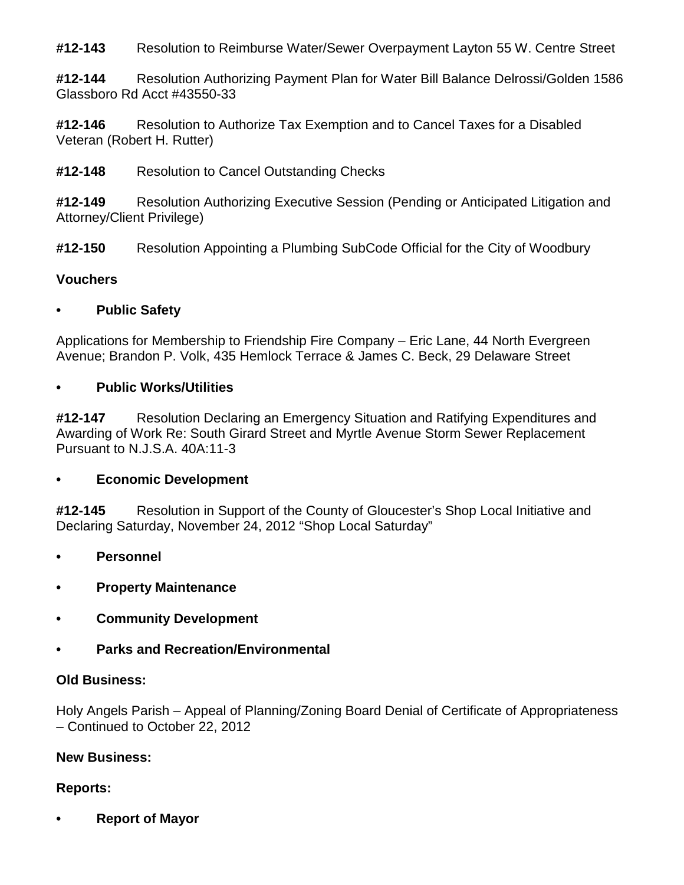**#12-143** Resolution to Reimburse Water/Sewer Overpayment Layton 55 W. Centre Street

**#12-144** Resolution Authorizing Payment Plan for Water Bill Balance Delrossi/Golden 1586 Glassboro Rd Acct #43550-33

**#12-146** Resolution to Authorize Tax Exemption and to Cancel Taxes for a Disabled Veteran (Robert H. Rutter)

**#12-148** Resolution to Cancel Outstanding Checks

**#12-149** Resolution Authorizing Executive Session (Pending or Anticipated Litigation and Attorney/Client Privilege)

**#12-150** Resolution Appointing a Plumbing SubCode Official for the City of Woodbury

**Vouchers**

- **Public Safety**

Applications for Membership to Friendship Fire Company – Eric Lane, 44 North Evergreen Avenue; Brandon P. Volk, 435 Hemlock Terrace & James C. Beck, 29 Delaware Street

- **Public Works/Utilities**

**#12-147** Resolution Declaring an Emergency Situation and Ratifying Expenditures and Awarding of Work Re: South Girard Street and Myrtle Avenue Storm Sewer Replacement Pursuant to N.J.S.A. 40A:11-3

- **Economic Development**

**#12-145** Resolution in Support of the County of Gloucester's Shop Local Initiative and Declaring Saturday, November 24, 2012 "Shop Local Saturday"

- **Personnel**
- **Property Maintenance**
- **Community Development**
- **Parks and Recreation/Environmental**

**Old Business:**

Holy Angels Parish – Appeal of Planning/Zoning Board Denial of Certificate of Appropriateness – Continued to October 22, 2012

**New Business:**

**Reports:**

- **Report of Mayor**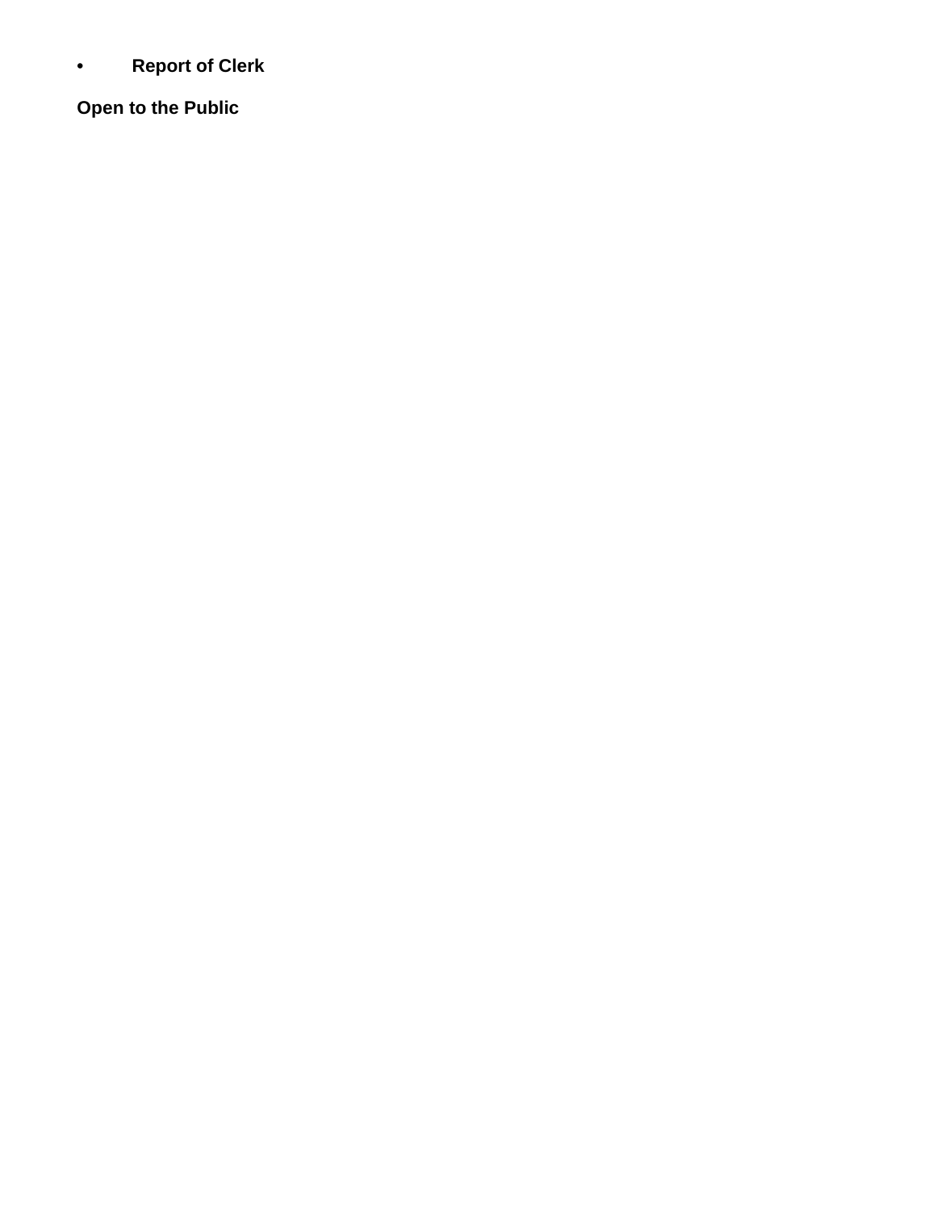- **Report of Clerk**

**Open to the Public**